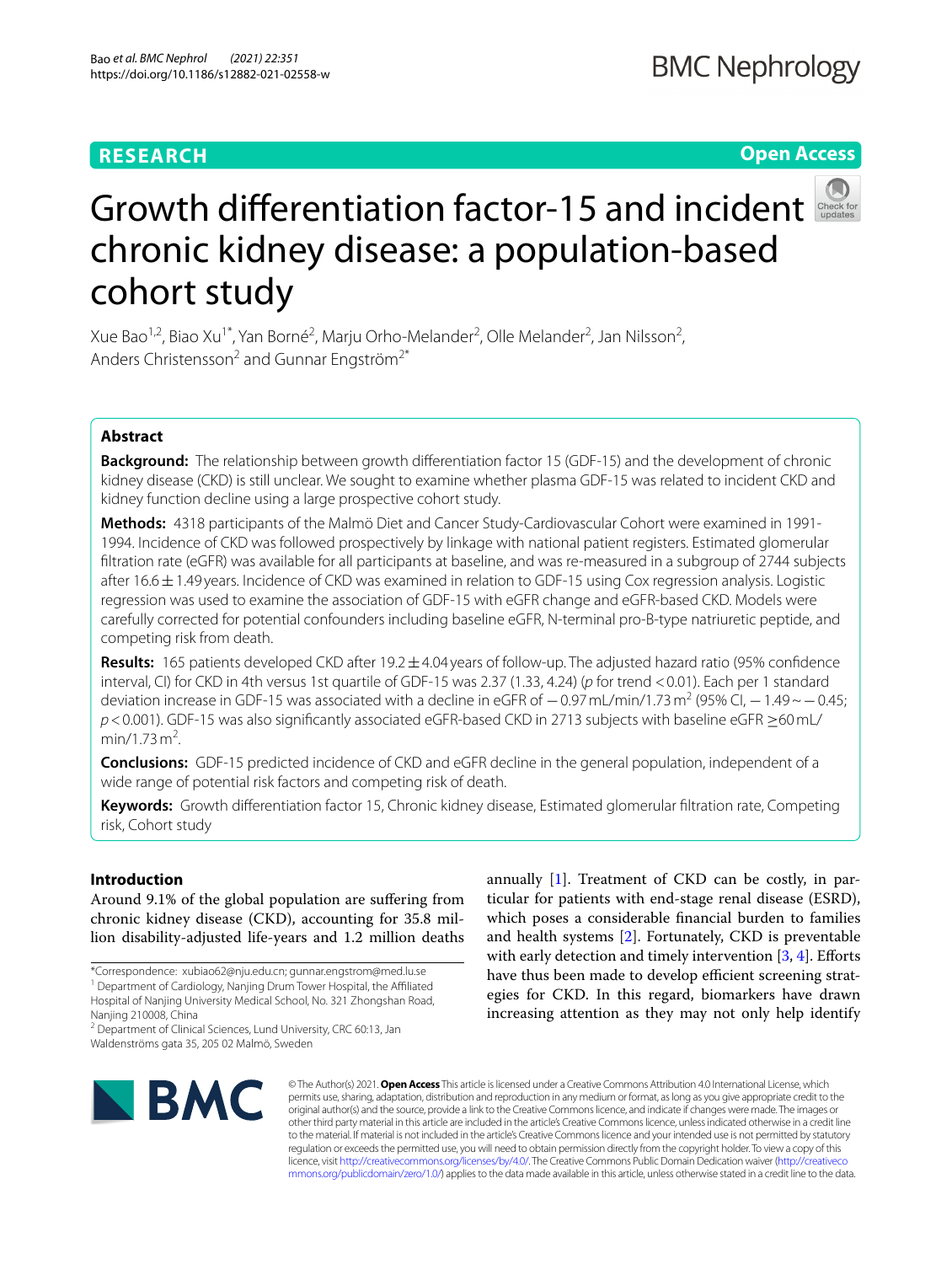**RESEARCH** **Open Access**

# Growth differentiation factor-15 and incident chronic kidney disease: a population-based cohort study

Xue Bao[1,2], Biao Xu[1*], Yan Borné[2], Marju Orho-Melander[2], Olle Melander[2], Jan Nilsson[2], Anders Christensson[2] and Gunnar Engström[2*]

## Abstract

**Background:** The relationship between growth differentiation factor 15 (GDF-15) and the development of chronic kidney disease (CKD) is still unclear. We sought to examine whether plasma GDF-15 was related to incident CKD and kidney function decline using a large prospective cohort study.

**Methods:** 4318 participants of the Malmö Diet and Cancer Study-Cardiovascular Cohort were examined in 1991-1994. Incidence of CKD was followed prospectively by linkage with national patient registers. Estimated glomerular filtration rate (eGFR) was available for all participants at baseline, and was re-measured in a subgroup of 2744 subjects after 16.6 ± 1.49 years. Incidence of CKD was examined in relation to GDF-15 using Cox regression analysis. Logistic regression was used to examine the association of GDF-15 with eGFR change and eGFR-based CKD. Models were carefully corrected for potential confounders including baseline eGFR, N-terminal pro-B-type natriuretic peptide, and competing risk from death.

**Results:** 165 patients developed CKD after 19.2 ± 4.04 years of follow-up. The adjusted hazard ratio (95% confidence interval, CI) for CKD in 4th versus 1st quartile of GDF-15 was 2.37 (1.33, 4.24) ($p$ for trend < 0.01). Each per 1 standard deviation increase in GDF-15 was associated with a decline in eGFR of −0.97 mL/min/1.73 $m^2$ (95% CI, −1.49 ~ −0.45; $p$ < 0.001). GDF-15 was also significantly associated eGFR-based CKD in 2713 subjects with baseline eGFR ≥60 mL/min/1.73 $m^2$.

**Conclusions:** GDF-15 predicted incidence of CKD and eGFR decline in the general population, independent of a wide range of potential risk factors and competing risk of death.

**Keywords:** Growth differentiation factor 15, Chronic kidney disease, Estimated glomerular filtration rate, Competing risk, Cohort study

## Introduction

Around 9.1% of the global population are suffering from chronic kidney disease (CKD), accounting for 35.8 million disability-adjusted life-years and 1.2 million deaths annually [1]. Treatment of CKD can be costly, in particular for patients with end-stage renal disease (ESRD), which poses a considerable financial burden to families and health systems [2]. Fortunately, CKD is preventable with early detection and timely intervention [3, 4]. Efforts have thus been made to develop efficient screening strategies for CKD. In this regard, biomarkers have drawn increasing attention as they may not only help identify

*Correspondence: xubiao62@nju.edu.cn; gunnar.engstrom@med.lu.se
[1] Department of Cardiology, Nanjing Drum Tower Hospital, the Affiliated Hospital of Nanjing University Medical School, No. 321 Zhongshan Road, Nanjing 210008, China
[2] Department of Clinical Sciences, Lund University, CRC 60:13, Jan Waldenströms gata 35, 205 02 Malmö, Sweden

© The Author(s) 2021. **Open Access** This article is licensed under a Creative Commons Attribution 4.0 International License, which permits use, sharing, adaptation, distribution and reproduction in any medium or format, as long as you give appropriate credit to the original author(s) and the source, provide a link to the Creative Commons licence, and indicate if changes were made. The images or other third party material in this article are included in the article's Creative Commons licence, unless indicated otherwise in a credit line to the material. If material is not included in the article's Creative Commons licence and your intended use is not permitted by statutory regulation or exceeds the permitted use, you will need to obtain permission directly from the copyright holder. To view a copy of this licence, visit http://creativecommons.org/licenses/by/4.0/. The Creative Commons Public Domain Dedication waiver (http://creativecommons.org/publicdomain/zero/1.0/) applies to the data made available in this article, unless otherwise stated in a credit line to the data.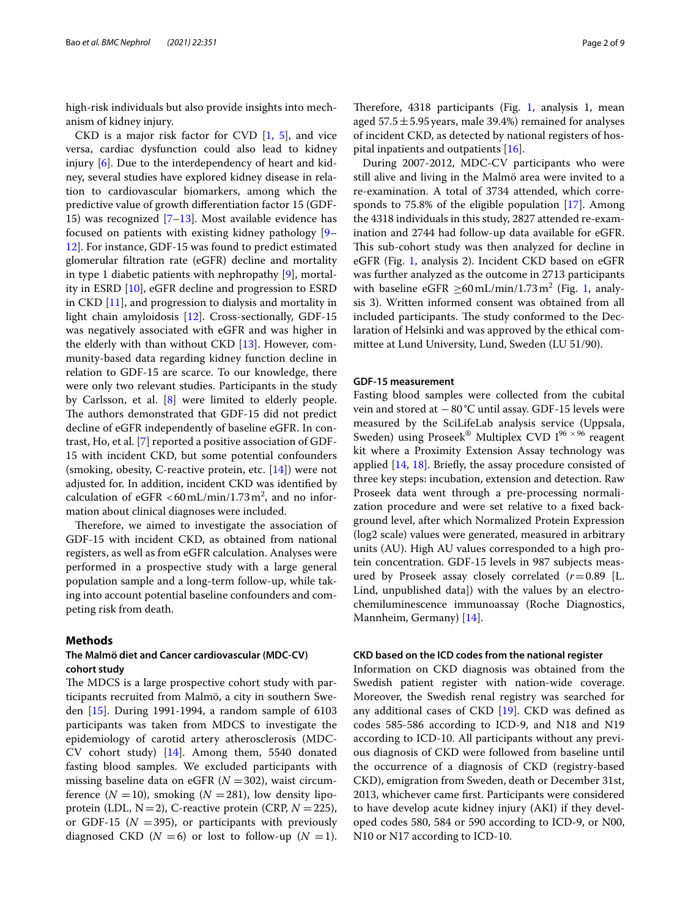high-risk individuals but also provide insights into mechanism of kidney injury.

CKD is a major risk factor for CVD [1, 5], and vice versa, cardiac dysfunction could also lead to kidney injury [6]. Due to the interdependency of heart and kidney, several studies have explored kidney disease in relation to cardiovascular biomarkers, among which the predictive value of growth differentiation factor 15 (GDF-15) was recognized [7–13]. Most available evidence has focused on patients with existing kidney pathology [9–12]. For instance, GDF-15 was found to predict estimated glomerular filtration rate (eGFR) decline and mortality in type 1 diabetic patients with nephropathy [9], mortality in ESRD [10], eGFR decline and progression to ESRD in CKD [11], and progression to dialysis and mortality in light chain amyloidosis [12]. Cross-sectionally, GDF-15 was negatively associated with eGFR and was higher in the elderly with than without CKD [13]. However, community-based data regarding kidney function decline in relation to GDF-15 are scarce. To our knowledge, there were only two relevant studies. Participants in the study by Carlsson, et al. [8] were limited to elderly people. The authors demonstrated that GDF-15 did not predict decline of eGFR independently of baseline eGFR. In contrast, Ho, et al. [7] reported a positive association of GDF-15 with incident CKD, but some potential confounders (smoking, obesity, C-reactive protein, etc. [14]) were not adjusted for. In addition, incident CKD was identified by calculation of eGFR $<60\,\text{mL/min/1.73 m}^2$, and no information about clinical diagnoses were included.

Therefore, we aimed to investigate the association of GDF-15 with incident CKD, as obtained from national registers, as well as from eGFR calculation. Analyses were performed in a prospective study with a large general population sample and a long-term follow-up, while taking into account potential baseline confounders and competing risk from death.

## Methods

### The Malmö diet and Cancer cardiovascular (MDC-CV) cohort study

The MDCS is a large prospective cohort study with participants recruited from Malmö, a city in southern Sweden [15]. During 1991-1994, a random sample of 6103 participants was taken from MDCS to investigate the epidemiology of carotid artery atherosclerosis (MDC-CV cohort study) [14]. Among them, 5540 donated fasting blood samples. We excluded participants with missing baseline data on eGFR ($N=302$), waist circumference ($N=10$), smoking ($N=281$), low density lipoprotein (LDL, $N=2$), C-reactive protein (CRP, $N=225$), or GDF-15 ($N=395$), or participants with previously diagnosed CKD ($N=6$) or lost to follow-up ($N=1$). Therefore, 4318 participants (Fig. 1, analysis 1, mean aged $57.5 \pm 5.95$ years, male 39.4%) remained for analyses of incident CKD, as detected by national registers of hospital inpatients and outpatients [16].

During 2007-2012, MDC-CV participants who were still alive and living in the Malmö area were invited to a re-examination. A total of 3734 attended, which corresponds to 75.8% of the eligible population [17]. Among the 4318 individuals in this study, 2827 attended re-examination and 2744 had follow-up data available for eGFR. This sub-cohort study was then analyzed for decline in eGFR (Fig. 1, analysis 2). Incident CKD based on eGFR was further analyzed as the outcome in 2713 participants with baseline eGFR $\geq 60\,\text{mL/min/1.73 m}^2$ (Fig. 1, analysis 3). Written informed consent was obtained from all included participants. The study conformed to the Declaration of Helsinki and was approved by the ethical committee at Lund University, Lund, Sweden (LU 51/90).

### GDF-15 measurement

Fasting blood samples were collected from the cubital vein and stored at $-80\,^\circ\text{C}$ until assay. GDF-15 levels were measured by the SciLifeLab analysis service (Uppsala, Sweden) using Proseek® Multiplex CVD $\text{I}^{96\times96}$ reagent kit where a Proximity Extension Assay technology was applied [14, 18]. Briefly, the assay procedure consisted of three key steps: incubation, extension and detection. Raw Proseek data went through a pre-processing normalization procedure and were set relative to a fixed background level, after which Normalized Protein Expression (log2 scale) values were generated, measured in arbitrary units (AU). High AU values corresponded to a high protein concentration. GDF-15 levels in 987 subjects measured by Proseek assay closely correlated ($r=0.89$ [L. Lind, unpublished data]) with the values by an electrochemiluminescence immunoassay (Roche Diagnostics, Mannheim, Germany) [14].

### CKD based on the ICD codes from the national register

Information on CKD diagnosis was obtained from the Swedish patient register with nation-wide coverage. Moreover, the Swedish renal registry was searched for any additional cases of CKD [19]. CKD was defined as codes 585-586 according to ICD-9, and N18 and N19 according to ICD-10. All participants without any previous diagnosis of CKD were followed from baseline until the occurrence of a diagnosis of CKD (registry-based CKD), emigration from Sweden, death or December 31st, 2013, whichever came first. Participants were considered to have develop acute kidney injury (AKI) if they developed codes 580, 584 or 590 according to ICD-9, or N00, N10 or N17 according to ICD-10.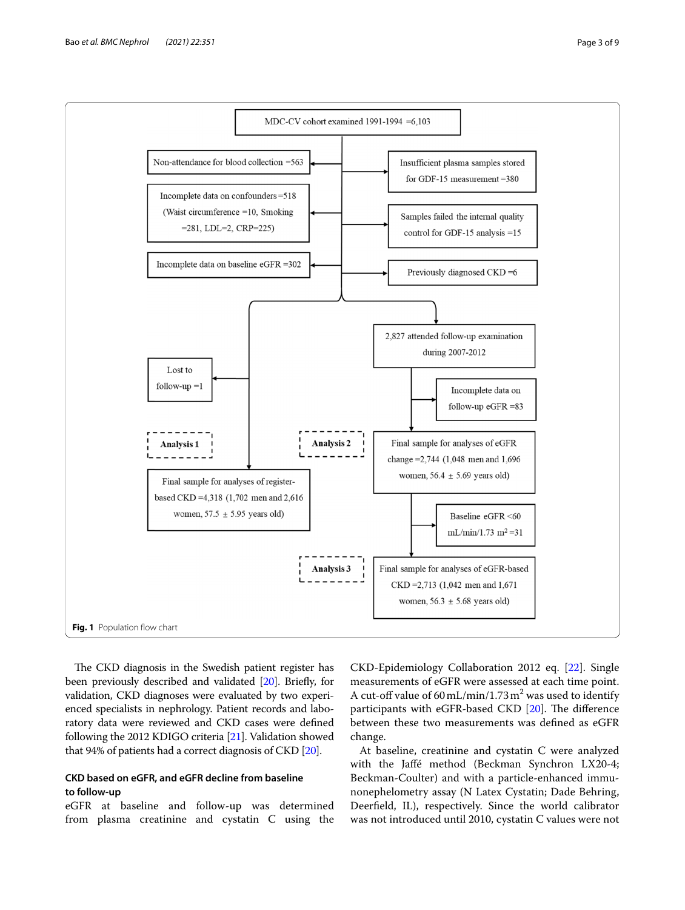MDC-CV cohort examined 1991-1994 =6,103

- Non-attendance for blood collection =563
- Insufficient plasma samples stored for GDF-15 measurement =380
- Incomplete data on confounders =518 (Waist circumference =10, Smoking =281, LDL=2, CRP=225)
- Samples failed the internal quality control for GDF-15 analysis =15
- Incomplete data on baseline eGFR =302
- Previously diagnosed CKD =6

Lost to follow-up =1

**Analysis 1**

Final sample for analyses of register-based CKD =4,318 (1,702 men and 2,616 women, 57.5 ± 5.95 years old)

2,827 attended follow-up examination during 2007-2012

Incomplete data on follow-up eGFR =83

**Analysis 2**

Final sample for analyses of eGFR change =2,744 (1,048 men and 1,696 women, 56.4 ± 5.69 years old)

Baseline eGFR <60 mL/min/1.73 m² =31

**Analysis 3**

Final sample for analyses of eGFR-based CKD =2,713 (1,042 men and 1,671 women, 56.3 ± 5.68 years old)

**Fig. 1** Population flow chart

The CKD diagnosis in the Swedish patient register has been previously described and validated [20]. Briefly, for validation, CKD diagnoses were evaluated by two experienced specialists in nephrology. Patient records and laboratory data were reviewed and CKD cases were defined following the 2012 KDIGO criteria [21]. Validation showed that 94% of patients had a correct diagnosis of CKD [20].

### CKD based on eGFR, and eGFR decline from baseline to follow-up

eGFR at baseline and follow-up was determined from plasma creatinine and cystatin C using the CKD-Epidemiology Collaboration 2012 eq. [22]. Single measurements of eGFR were assessed at each time point. A cut-off value of 60 mL/min/1.73 m$^2$ was used to identify participants with eGFR-based CKD [20]. The difference between these two measurements was defined as eGFR change.

At baseline, creatinine and cystatin C were analyzed with the Jaffé method (Beckman Synchron LX20-4; Beckman-Coulter) and with a particle-enhanced immunonephelometry assay (N Latex Cystatin; Dade Behring, Deerfield, IL), respectively. Since the world calibrator was not introduced until 2010, cystatin C values were not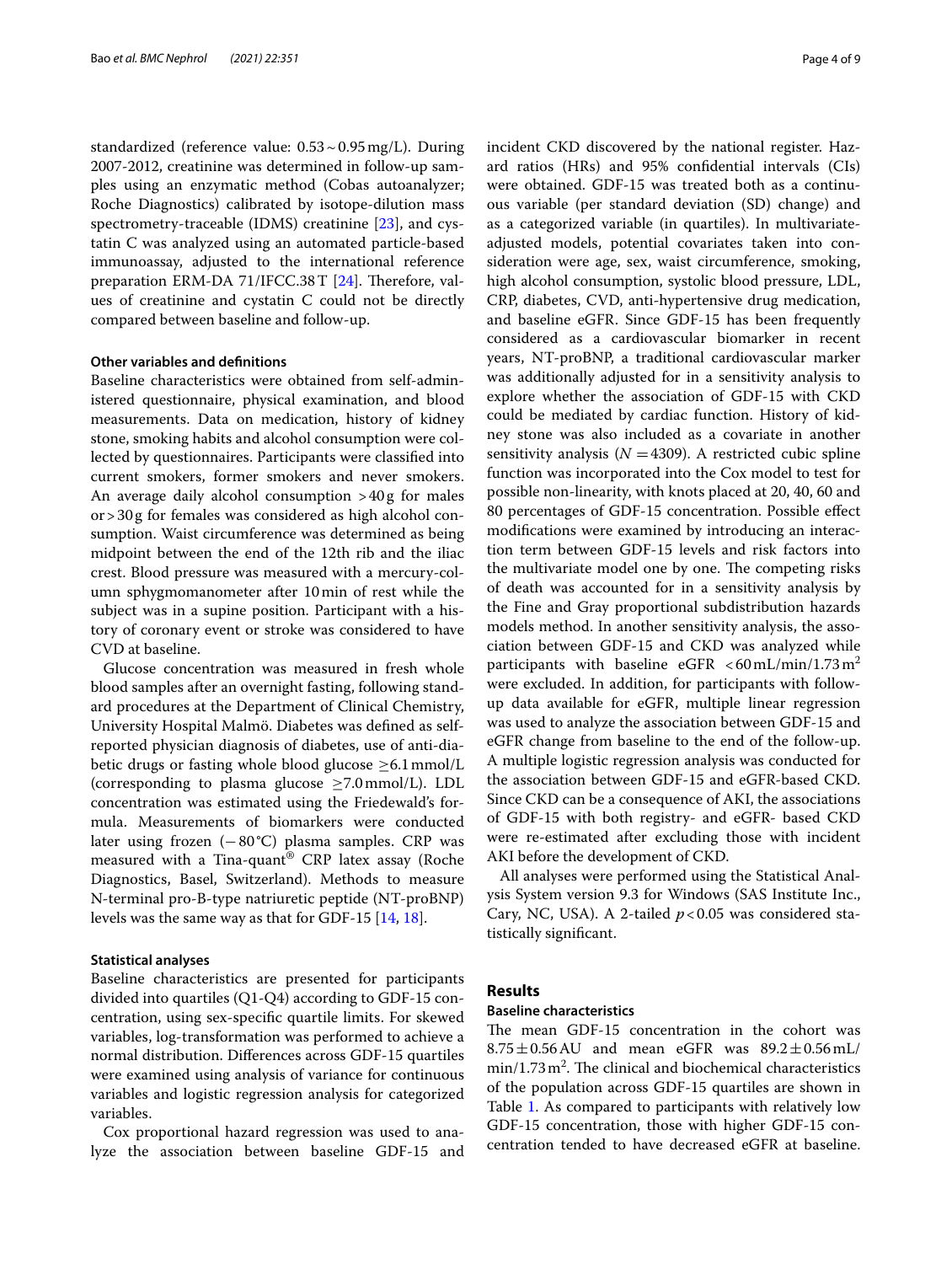standardized (reference value: 0.53 ~ 0.95 mg/L). During 2007-2012, creatinine was determined in follow-up samples using an enzymatic method (Cobas autoanalyzer; Roche Diagnostics) calibrated by isotope-dilution mass spectrometry-traceable (IDMS) creatinine [23], and cystatin C was analyzed using an automated particle-based immunoassay, adjusted to the international reference preparation ERM-DA 71/IFCC.38 T [24]. Therefore, values of creatinine and cystatin C could not be directly compared between baseline and follow-up.

### Other variables and definitions

Baseline characteristics were obtained from self-administered questionnaire, physical examination, and blood measurements. Data on medication, history of kidney stone, smoking habits and alcohol consumption were collected by questionnaires. Participants were classified into current smokers, former smokers and never smokers. An average daily alcohol consumption > 40 g for males or > 30 g for females was considered as high alcohol consumption. Waist circumference was determined as being midpoint between the end of the 12th rib and the iliac crest. Blood pressure was measured with a mercury-column sphygmomanometer after 10 min of rest while the subject was in a supine position. Participant with a history of coronary event or stroke was considered to have CVD at baseline.

Glucose concentration was measured in fresh whole blood samples after an overnight fasting, following standard procedures at the Department of Clinical Chemistry, University Hospital Malmö. Diabetes was defined as self-reported physician diagnosis of diabetes, use of anti-diabetic drugs or fasting whole blood glucose ≥6.1 mmol/L (corresponding to plasma glucose ≥7.0 mmol/L). LDL concentration was estimated using the Friedewald's formula. Measurements of biomarkers were conducted later using frozen (−80 °C) plasma samples. CRP was measured with a Tina-quant® CRP latex assay (Roche Diagnostics, Basel, Switzerland). Methods to measure N-terminal pro-B-type natriuretic peptide (NT-proBNP) levels was the same way as that for GDF-15 [14, 18].

### Statistical analyses

Baseline characteristics are presented for participants divided into quartiles (Q1-Q4) according to GDF-15 concentration, using sex-specific quartile limits. For skewed variables, log-transformation was performed to achieve a normal distribution. Differences across GDF-15 quartiles were examined using analysis of variance for continuous variables and logistic regression analysis for categorized variables.

Cox proportional hazard regression was used to analyze the association between baseline GDF-15 and incident CKD discovered by the national register. Hazard ratios (HRs) and 95% confidential intervals (CIs) were obtained. GDF-15 was treated both as a continuous variable (per standard deviation (SD) change) and as a categorized variable (in quartiles). In multivariate-adjusted models, potential covariates taken into consideration were age, sex, waist circumference, smoking, high alcohol consumption, systolic blood pressure, LDL, CRP, diabetes, CVD, anti-hypertensive drug medication, and baseline eGFR. Since GDF-15 has been frequently considered as a cardiovascular biomarker in recent years, NT-proBNP, a traditional cardiovascular marker was additionally adjusted for in a sensitivity analysis to explore whether the association of GDF-15 with CKD could be mediated by cardiac function. History of kidney stone was also included as a covariate in another sensitivity analysis ($N = 4309$). A restricted cubic spline function was incorporated into the Cox model to test for possible non-linearity, with knots placed at 20, 40, 60 and 80 percentages of GDF-15 concentration. Possible effect modifications were examined by introducing an interaction term between GDF-15 levels and risk factors into the multivariate model one by one. The competing risks of death was accounted for in a sensitivity analysis by the Fine and Gray proportional subdistribution hazards models method. In another sensitivity analysis, the association between GDF-15 and CKD was analyzed while participants with baseline eGFR < 60 mL/min/1.73 m$^2$ were excluded. In addition, for participants with follow-up data available for eGFR, multiple linear regression was used to analyze the association between GDF-15 and eGFR change from baseline to the end of the follow-up. A multiple logistic regression analysis was conducted for the association between GDF-15 and eGFR-based CKD. Since CKD can be a consequence of AKI, the associations of GDF-15 with both registry- and eGFR- based CKD were re-estimated after excluding those with incident AKI before the development of CKD.

All analyses were performed using the Statistical Analysis System version 9.3 for Windows (SAS Institute Inc., Cary, NC, USA). A 2-tailed $p < 0.05$ was considered statistically significant.

## Results

### Baseline characteristics

The mean GDF-15 concentration in the cohort was 8.75 ± 0.56 AU and mean eGFR was 89.2 ± 0.56 mL/min/1.73 m$^2$. The clinical and biochemical characteristics of the population across GDF-15 quartiles are shown in Table 1. As compared to participants with relatively low GDF-15 concentration, those with higher GDF-15 concentration tended to have decreased eGFR at baseline.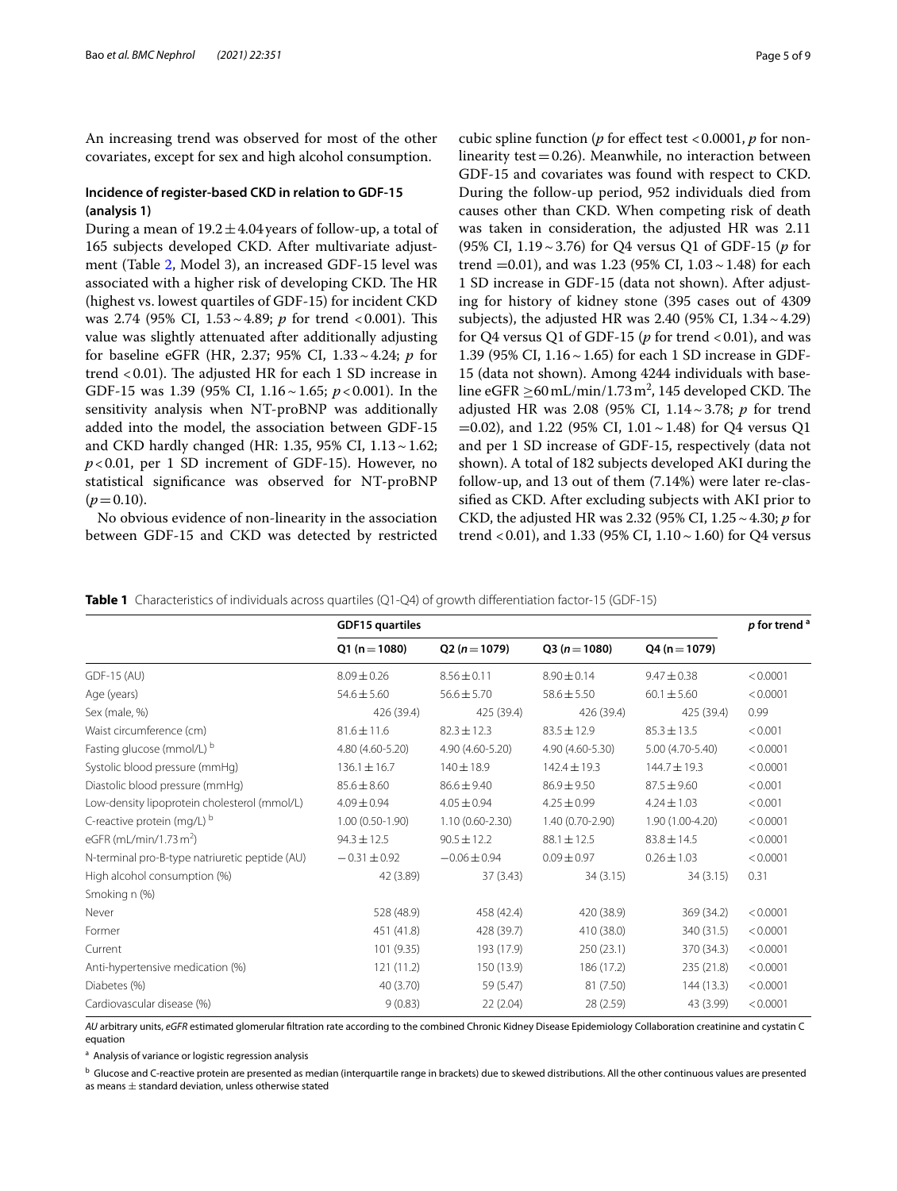An increasing trend was observed for most of the other covariates, except for sex and high alcohol consumption.

### Incidence of register-based CKD in relation to GDF-15 (analysis 1)

During a mean of $19.2 \pm 4.04$ years of follow-up, a total of 165 subjects developed CKD. After multivariate adjustment (Table 2, Model 3), an increased GDF-15 level was associated with a higher risk of developing CKD. The HR (highest vs. lowest quartiles of GDF-15) for incident CKD was 2.74 (95% CI, 1.53 ~ 4.89; *p* for trend $< 0.001$). This value was slightly attenuated after additionally adjusting for baseline eGFR (HR, 2.37; 95% CI, 1.33 ~ 4.24; *p* for trend $< 0.01$). The adjusted HR for each 1 SD increase in GDF-15 was 1.39 (95% CI, 1.16 ~ 1.65; $p < 0.001$). In the sensitivity analysis when NT-proBNP was additionally added into the model, the association between GDF-15 and CKD hardly changed (HR: 1.35, 95% CI, 1.13 ~ 1.62; $p < 0.01$, per 1 SD increment of GDF-15). However, no statistical significance was observed for NT-proBNP ($p = 0.10$).

No obvious evidence of non-linearity in the association between GDF-15 and CKD was detected by restricted cubic spline function (*p* for effect test $< 0.0001$, *p* for non-linearity test $= 0.26$). Meanwhile, no interaction between GDF-15 and covariates was found with respect to CKD. During the follow-up period, 952 individuals died from causes other than CKD. When competing risk of death was taken in consideration, the adjusted HR was 2.11 (95% CI, 1.19 ~ 3.76) for Q4 versus Q1 of GDF-15 (*p* for trend $= 0.01$), and was 1.23 (95% CI, 1.03 ~ 1.48) for each 1 SD increase in GDF-15 (data not shown). After adjusting for history of kidney stone (395 cases out of 4309 subjects), the adjusted HR was 2.40 (95% CI, 1.34 ~ 4.29) for Q4 versus Q1 of GDF-15 (*p* for trend $< 0.01$), and was 1.39 (95% CI, 1.16 ~ 1.65) for each 1 SD increase in GDF-15 (data not shown). Among 4244 individuals with baseline eGFR $\geq 60\,\text{mL/min/1.73 m}^2$, 145 developed CKD. The adjusted HR was 2.08 (95% CI, 1.14 ~ 3.78; *p* for trend $= 0.02$), and 1.22 (95% CI, 1.01 ~ 1.48) for Q4 versus Q1 and per 1 SD increase of GDF-15, respectively (data not shown). A total of 182 subjects developed AKI during the follow-up, and 13 out of them (7.14%) were later re-classified as CKD. After excluding subjects with AKI prior to CKD, the adjusted HR was 2.32 (95% CI, 1.25 ~ 4.30; *p* for trend $< 0.01$), and 1.33 (95% CI, 1.10 ~ 1.60) for Q4 versus

**Table 1** Characteristics of individuals across quartiles (Q1-Q4) of growth differentiation factor-15 (GDF-15)

| | GDF15 quartiles | | | | *p* for trend [a] |
|---|---|---|---|---|---|
| | Q1 (n = 1080) | Q2 (n = 1079) | Q3 (n = 1080) | Q4 (n = 1079) | |
| GDF-15 (AU) | 8.09 ± 0.26 | 8.56 ± 0.11 | 8.90 ± 0.14 | 9.47 ± 0.38 | < 0.0001 |
| Age (years) | 54.6 ± 5.60 | 56.6 ± 5.70 | 58.6 ± 5.50 | 60.1 ± 5.60 | < 0.0001 |
| Sex (male, %) | 426 (39.4) | 425 (39.4) | 426 (39.4) | 425 (39.4) | 0.99 |
| Waist circumference (cm) | 81.6 ± 11.6 | 82.3 ± 12.3 | 83.5 ± 12.9 | 85.3 ± 13.5 | < 0.001 |
| Fasting glucose (mmol/L) [b] | 4.80 (4.60-5.20) | 4.90 (4.60-5.20) | 4.90 (4.60-5.30) | 5.00 (4.70-5.40) | < 0.0001 |
| Systolic blood pressure (mmHg) | 136.1 ± 16.7 | 140 ± 18.9 | 142.4 ± 19.3 | 144.7 ± 19.3 | < 0.0001 |
| Diastolic blood pressure (mmHg) | 85.6 ± 8.60 | 86.6 ± 9.40 | 86.9 ± 9.50 | 87.5 ± 9.60 | < 0.001 |
| Low-density lipoprotein cholesterol (mmol/L) | 4.09 ± 0.94 | 4.05 ± 0.94 | 4.25 ± 0.99 | 4.24 ± 1.03 | < 0.001 |
| C-reactive protein (mg/L) [b] | 1.00 (0.50-1.90) | 1.10 (0.60-2.30) | 1.40 (0.70-2.90) | 1.90 (1.00-4.20) | < 0.0001 |
| eGFR (mL/min/1.73 m$^2$) | 94.3 ± 12.5 | 90.5 ± 12.2 | 88.1 ± 12.5 | 83.8 ± 14.5 | < 0.0001 |
| N-terminal pro-B-type natriuretic peptide (AU) | −0.31 ± 0.92 | −0.06 ± 0.94 | 0.09 ± 0.97 | 0.26 ± 1.03 | < 0.0001 |
| High alcohol consumption (%) | 42 (3.89) | 37 (3.43) | 34 (3.15) | 34 (3.15) | 0.31 |
| Smoking n (%) | | | | | |
| Never | 528 (48.9) | 458 (42.4) | 420 (38.9) | 369 (34.2) | < 0.0001 |
| Former | 451 (41.8) | 428 (39.7) | 410 (38.0) | 340 (31.5) | < 0.0001 |
| Current | 101 (9.35) | 193 (17.9) | 250 (23.1) | 370 (34.3) | < 0.0001 |
| Anti-hypertensive medication (%) | 121 (11.2) | 150 (13.9) | 186 (17.2) | 235 (21.8) | < 0.0001 |
| Diabetes (%) | 40 (3.70) | 59 (5.47) | 81 (7.50) | 144 (13.3) | < 0.0001 |
| Cardiovascular disease (%) | 9 (0.83) | 22 (2.04) | 28 (2.59) | 43 (3.99) | < 0.0001 |

*AU* arbitrary units, *eGFR* estimated glomerular filtration rate according to the combined Chronic Kidney Disease Epidemiology Collaboration creatinine and cystatin C equation

[a] Analysis of variance or logistic regression analysis

[b] Glucose and C-reactive protein are presented as median (interquartile range in brackets) due to skewed distributions. All the other continuous values are presented as means ± standard deviation, unless otherwise stated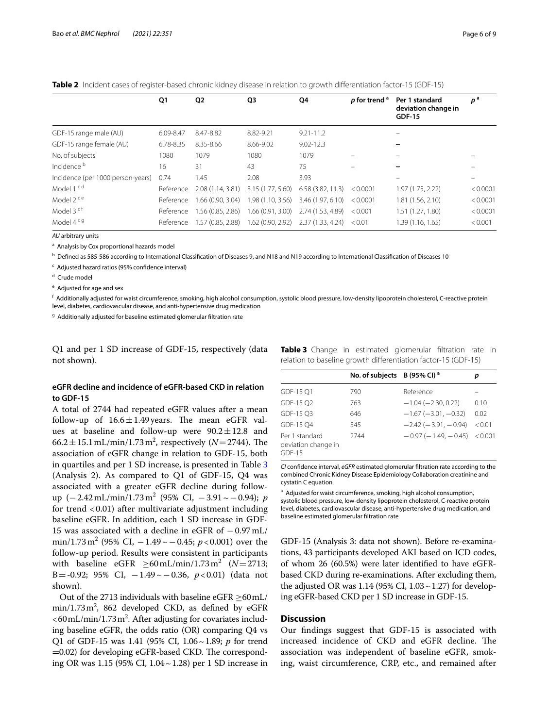**Table 2** Incident cases of register-based chronic kidney disease in relation to growth differentiation factor-15 (GDF-15)

| | Q1 | Q2 | Q3 | Q4 | *p* for trend [a] | Per 1 standard deviation change in GDF-15 | *p* [a] |
|---|---|---|---|---|---|---|---|
| GDF-15 range male (AU) | 6.09-8.47 | 8.47-8.82 | 8.82-9.21 | 9.21-11.2 | | – | |
| GDF-15 range female (AU) | 6.78-8.35 | 8.35-8.66 | 8.66-9.02 | 9.02-12.3 | | – | |
| No. of subjects | 1080 | 1079 | 1080 | 1079 | – | – | – |
| Incidence [b] | 16 | 31 | 43 | 75 | – | – | – |
| Incidence (per 1000 person-years) | 0.74 | 1.45 | 2.08 | 3.93 | | – | – |
| Model 1 [c d] | Reference | 2.08 (1.14, 3.81) | 3.15 (1.77, 5.60) | 6.58 (3.82, 11.3) | < 0.0001 | 1.97 (1.75, 2.22) | < 0.0001 |
| Model 2 [c e] | Reference | 1.66 (0.90, 3.04) | 1.98 (1.10, 3.56) | 3.46 (1.97, 6.10) | < 0.0001 | 1.81 (1.56, 2.10) | < 0.0001 |
| Model 3 [c f] | Reference | 1.56 (0.85, 2.86) | 1.66 (0.91, 3.00) | 2.74 (1.53, 4.89) | < 0.001 | 1.51 (1.27, 1.80) | < 0.0001 |
| Model 4 [c g] | Reference | 1.57 (0.85, 2.88) | 1.62 (0.90, 2.92) | 2.37 (1.33, 4.24) | < 0.01 | 1.39 (1.16, 1.65) | < 0.001 |

*AU* arbitrary units

[a] Analysis by Cox proportional hazards model

[b] Defined as 585-586 according to International Classification of Diseases 9, and N18 and N19 according to International Classification of Diseases 10

[c] Adjusted hazard ratios (95% confidence interval)

[d] Crude model

[e] Adjusted for age and sex

[f] Additionally adjusted for waist circumference, smoking, high alcohol consumption, systolic blood pressure, low-density lipoprotein cholesterol, C-reactive protein level, diabetes, cardiovascular disease, and anti-hypertensive drug medication

[g] Additionally adjusted for baseline estimated glomerular filtration rate

Q1 and per 1 SD increase of GDF-15, respectively (data not shown).

### eGFR decline and incidence of eGFR-based CKD in relation to GDF-15

A total of 2744 had repeated eGFR values after a mean follow-up of $16.6 \pm 1.49$ years. The mean eGFR values at baseline and follow-up were $90.2 \pm 12.8$ and $66.2 \pm 15.1$ mL/min/1.73 m$^2$, respectively ($N = 2744$). The association of eGFR change in relation to GDF-15, both in quartiles and per 1 SD increase, is presented in Table 3 (Analysis 2). As compared to Q1 of GDF-15, Q4 was associated with a greater eGFR decline during follow-up ($-2.42$ mL/min/1.73 m$^2$ (95% CI, $-3.91 \sim -0.94$); *p* for trend <0.01) after multivariate adjustment including baseline eGFR. In addition, each 1 SD increase in GDF-15 was associated with a decline in eGFR of $-0.97$ mL/min/1.73 m$^2$ (95% CI, $-1.49 \sim -0.45$; $p < 0.001$) over the follow-up period. Results were consistent in participants with baseline eGFR $\geq 60$ mL/min/1.73 m$^2$ ($N = 2713$; B = -0.92; 95% CI, $-1.49 \sim -0.36$, $p < 0.01$) (data not shown).

Out of the 2713 individuals with baseline eGFR $\geq 60$ mL/min/1.73 m$^2$, 862 developed CKD, as defined by eGFR <60 mL/min/1.73 m$^2$. After adjusting for covariates including baseline eGFR, the odds ratio (OR) comparing Q4 vs Q1 of GDF-15 was 1.41 (95% CI, $1.06 \sim 1.89$; *p* for trend =0.02) for developing eGFR-based CKD. The corresponding OR was 1.15 (95% CI, $1.04 \sim 1.28$) per 1 SD increase in GDF-15 (Analysis 3: data not shown). Before re-examinations, 43 participants developed AKI based on ICD codes, of whom 26 (60.5%) were later identified to have eGFR-based CKD during re-examinations. After excluding them, the adjusted OR was 1.14 (95% CI, $1.03 \sim 1.27$) for developing eGFR-based CKD per 1 SD increase in GDF-15.

**Table 3** Change in estimated glomerular filtration rate in relation to baseline growth differentiation factor-15 (GDF-15)

| | No. of subjects | B (95% CI) [a] | *p* |
|---|---|---|---|
| GDF-15 Q1 | 790 | Reference | – |
| GDF-15 Q2 | 763 | −1.04 (−2.30, 0.22) | 0.10 |
| GDF-15 Q3 | 646 | −1.67 (−3.01, −0.32) | 0.02 |
| GDF-15 Q4 | 545 | −2.42 (−3.91, −0.94) | < 0.01 |
| Per 1 standard deviation change in GDF-15 | 2744 | −0.97 (−1.49, −0.45) | < 0.001 |

*CI* confidence interval, *eGFR* estimated glomerular filtration rate according to the combined Chronic Kidney Disease Epidemiology Collaboration creatinine and cystatin C equation

[a] Adjusted for waist circumference, smoking, high alcohol consumption, systolic blood pressure, low-density lipoprotein cholesterol, C-reactive protein level, diabetes, cardiovascular disease, anti-hypertensive drug medication, and baseline estimated glomerular filtration rate

## Discussion

Our findings suggest that GDF-15 is associated with increased incidence of CKD and eGFR decline. The association was independent of baseline eGFR, smoking, waist circumference, CRP, etc., and remained after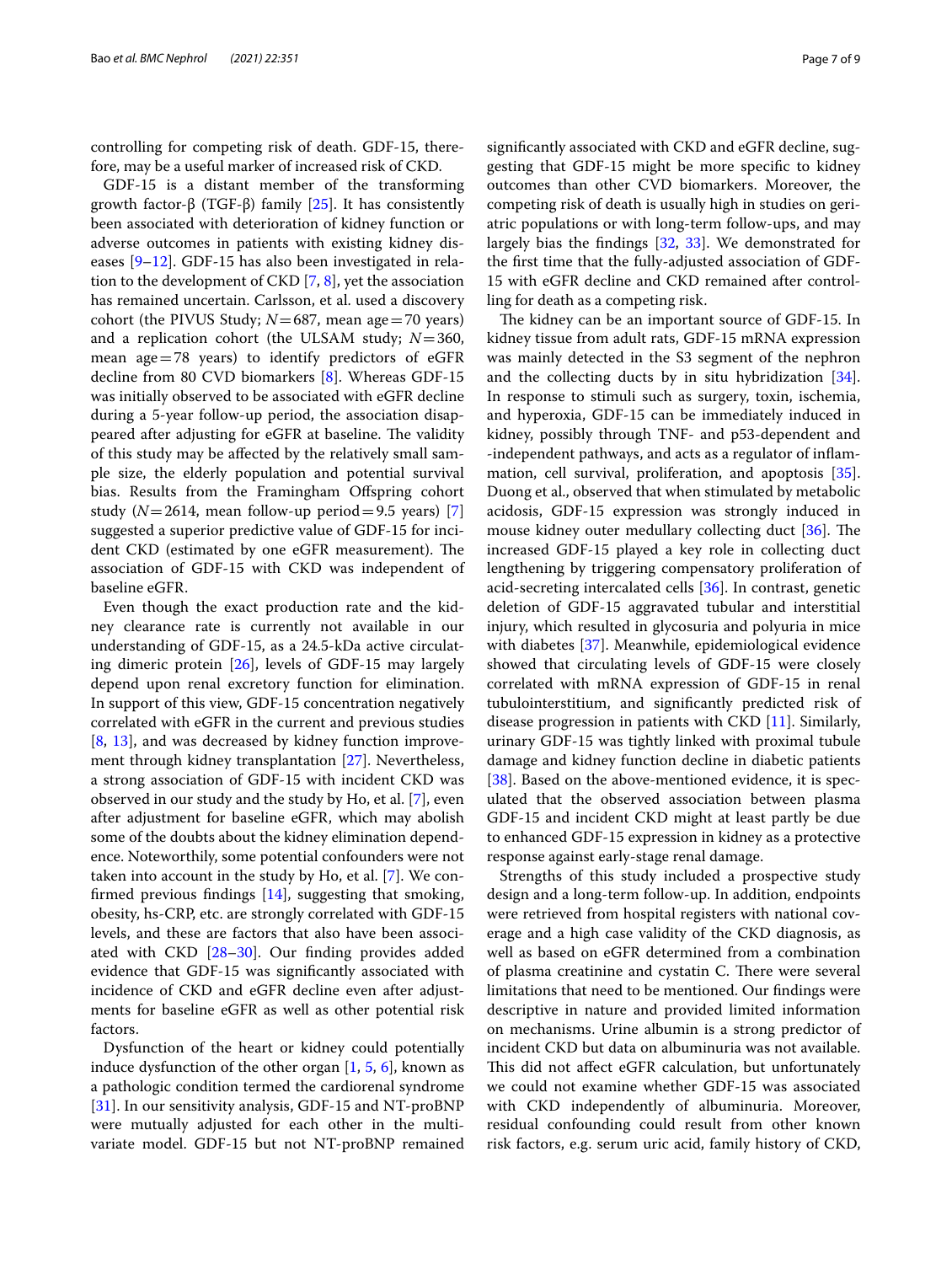controlling for competing risk of death. GDF-15, therefore, may be a useful marker of increased risk of CKD.

GDF-15 is a distant member of the transforming growth factor-β (TGF-β) family [25]. It has consistently been associated with deterioration of kidney function or adverse outcomes in patients with existing kidney diseases [9–12]. GDF-15 has also been investigated in relation to the development of CKD [7, 8], yet the association has remained uncertain. Carlsson, et al. used a discovery cohort (the PIVUS Study; $N=687$, mean age $=70$ years) and a replication cohort (the ULSAM study; $N=360$, mean age $=78$ years) to identify predictors of eGFR decline from 80 CVD biomarkers [8]. Whereas GDF-15 was initially observed to be associated with eGFR decline during a 5-year follow-up period, the association disappeared after adjusting for eGFR at baseline. The validity of this study may be affected by the relatively small sample size, the elderly population and potential survival bias. Results from the Framingham Offspring cohort study ($N=2614$, mean follow-up period $=9.5$ years) [7] suggested a superior predictive value of GDF-15 for incident CKD (estimated by one eGFR measurement). The association of GDF-15 with CKD was independent of baseline eGFR.

Even though the exact production rate and the kidney clearance rate is currently not available in our understanding of GDF-15, as a 24.5-kDa active circulating dimeric protein [26], levels of GDF-15 may largely depend upon renal excretory function for elimination. In support of this view, GDF-15 concentration negatively correlated with eGFR in the current and previous studies [8, 13], and was decreased by kidney function improvement through kidney transplantation [27]. Nevertheless, a strong association of GDF-15 with incident CKD was observed in our study and the study by Ho, et al. [7], even after adjustment for baseline eGFR, which may abolish some of the doubts about the kidney elimination dependence. Noteworthily, some potential confounders were not taken into account in the study by Ho, et al. [7]. We confirmed previous findings [14], suggesting that smoking, obesity, hs-CRP, etc. are strongly correlated with GDF-15 levels, and these are factors that also have been associated with CKD [28–30]. Our finding provides added evidence that GDF-15 was significantly associated with incidence of CKD and eGFR decline even after adjustments for baseline eGFR as well as other potential risk factors.

Dysfunction of the heart or kidney could potentially induce dysfunction of the other organ [1, 5, 6], known as a pathologic condition termed the cardiorenal syndrome [31]. In our sensitivity analysis, GDF-15 and NT-proBNP were mutually adjusted for each other in the multivariate model. GDF-15 but not NT-proBNP remained significantly associated with CKD and eGFR decline, suggesting that GDF-15 might be more specific to kidney outcomes than other CVD biomarkers. Moreover, the competing risk of death is usually high in studies on geriatric populations or with long-term follow-ups, and may largely bias the findings [32, 33]. We demonstrated for the first time that the fully-adjusted association of GDF-15 with eGFR decline and CKD remained after controlling for death as a competing risk.

The kidney can be an important source of GDF-15. In kidney tissue from adult rats, GDF-15 mRNA expression was mainly detected in the S3 segment of the nephron and the collecting ducts by in situ hybridization [34]. In response to stimuli such as surgery, toxin, ischemia, and hyperoxia, GDF-15 can be immediately induced in kidney, possibly through TNF- and p53-dependent and -independent pathways, and acts as a regulator of inflammation, cell survival, proliferation, and apoptosis [35]. Duong et al., observed that when stimulated by metabolic acidosis, GDF-15 expression was strongly induced in mouse kidney outer medullary collecting duct [36]. The increased GDF-15 played a key role in collecting duct lengthening by triggering compensatory proliferation of acid-secreting intercalated cells [36]. In contrast, genetic deletion of GDF-15 aggravated tubular and interstitial injury, which resulted in glycosuria and polyuria in mice with diabetes [37]. Meanwhile, epidemiological evidence showed that circulating levels of GDF-15 were closely correlated with mRNA expression of GDF-15 in renal tubulointerstitium, and significantly predicted risk of disease progression in patients with CKD [11]. Similarly, urinary GDF-15 was tightly linked with proximal tubule damage and kidney function decline in diabetic patients [38]. Based on the above-mentioned evidence, it is speculated that the observed association between plasma GDF-15 and incident CKD might at least partly be due to enhanced GDF-15 expression in kidney as a protective response against early-stage renal damage.

Strengths of this study included a prospective study design and a long-term follow-up. In addition, endpoints were retrieved from hospital registers with national coverage and a high case validity of the CKD diagnosis, as well as based on eGFR determined from a combination of plasma creatinine and cystatin C. There were several limitations that need to be mentioned. Our findings were descriptive in nature and provided limited information on mechanisms. Urine albumin is a strong predictor of incident CKD but data on albuminuria was not available. This did not affect eGFR calculation, but unfortunately we could not examine whether GDF-15 was associated with CKD independently of albuminuria. Moreover, residual confounding could result from other known risk factors, e.g. serum uric acid, family history of CKD,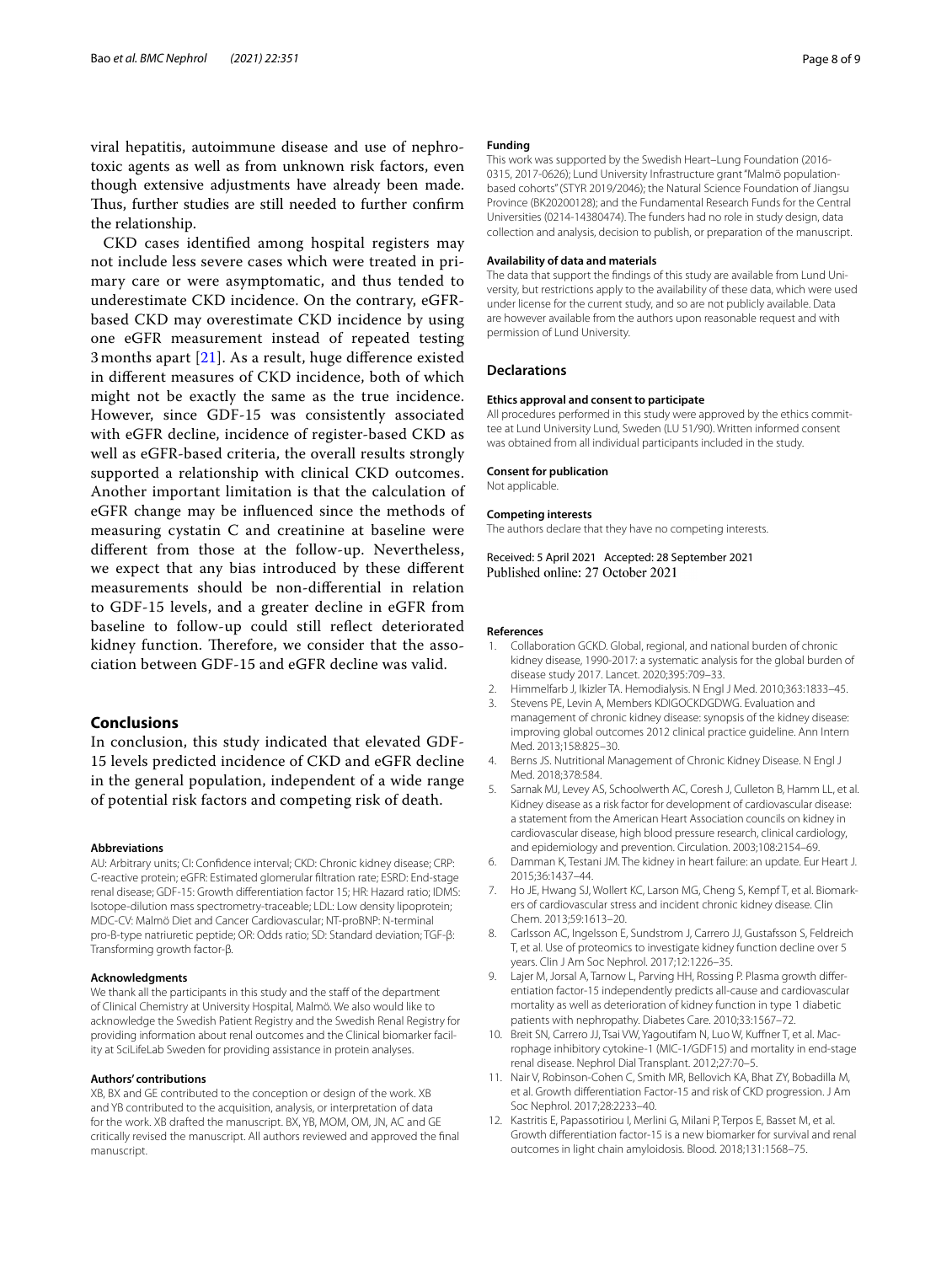viral hepatitis, autoimmune disease and use of nephrotoxic agents as well as from unknown risk factors, even though extensive adjustments have already been made. Thus, further studies are still needed to further confirm the relationship.

CKD cases identified among hospital registers may not include less severe cases which were treated in primary care or were asymptomatic, and thus tended to underestimate CKD incidence. On the contrary, eGFR-based CKD may overestimate CKD incidence by using one eGFR measurement instead of repeated testing 3 months apart [21]. As a result, huge difference existed in different measures of CKD incidence, both of which might not be exactly the same as the true incidence. However, since GDF-15 was consistently associated with eGFR decline, incidence of register-based CKD as well as eGFR-based criteria, the overall results strongly supported a relationship with clinical CKD outcomes. Another important limitation is that the calculation of eGFR change may be influenced since the methods of measuring cystatin C and creatinine at baseline were different from those at the follow-up. Nevertheless, we expect that any bias introduced by these different measurements should be non-differential in relation to GDF-15 levels, and a greater decline in eGFR from baseline to follow-up could still reflect deteriorated kidney function. Therefore, we consider that the association between GDF-15 and eGFR decline was valid.

## Conclusions

In conclusion, this study indicated that elevated GDF-15 levels predicted incidence of CKD and eGFR decline in the general population, independent of a wide range of potential risk factors and competing risk of death.

#### Abbreviations

AU: Arbitrary units; CI: Confidence interval; CKD: Chronic kidney disease; CRP: C-reactive protein; eGFR: Estimated glomerular filtration rate; ESRD: End-stage renal disease; GDF-15: Growth differentiation factor 15; HR: Hazard ratio; IDMS: Isotope-dilution mass spectrometry-traceable; LDL: Low density lipoprotein; MDC-CV: Malmö Diet and Cancer Cardiovascular; NT-proBNP: N-terminal pro-B-type natriuretic peptide; OR: Odds ratio; SD: Standard deviation; TGF-β: Transforming growth factor-β.

#### Acknowledgments

We thank all the participants in this study and the staff of the department of Clinical Chemistry at University Hospital, Malmö. We also would like to acknowledge the Swedish Patient Registry and the Swedish Renal Registry for providing information about renal outcomes and the Clinical biomarker facility at SciLifeLab Sweden for providing assistance in protein analyses.

#### Authors' contributions

XB, BX and GE contributed to the conception or design of the work. XB and YB contributed to the acquisition, analysis, or interpretation of data for the work. XB drafted the manuscript. BX, YB, MOM, OM, JN, AC and GE critically revised the manuscript. All authors reviewed and approved the final manuscript.

#### Funding

This work was supported by the Swedish Heart–Lung Foundation (2016-0315, 2017-0626); Lund University Infrastructure grant "Malmö population-based cohorts" (STYR 2019/2046); the Natural Science Foundation of Jiangsu Province (BK20200128); and the Fundamental Research Funds for the Central Universities (0214-14380474). The funders had no role in study design, data collection and analysis, decision to publish, or preparation of the manuscript.

#### Availability of data and materials

The data that support the findings of this study are available from Lund University, but restrictions apply to the availability of these data, which were used under license for the current study, and so are not publicly available. Data are however available from the authors upon reasonable request and with permission of Lund University.

### Declarations

#### Ethics approval and consent to participate

All procedures performed in this study were approved by the ethics committee at Lund University Lund, Sweden (LU 51/90). Written informed consent was obtained from all individual participants included in the study.

#### Consent for publication

Not applicable.

#### Competing interests

The authors declare that they have no competing interests.

Received: 5 April 2021 Accepted: 28 September 2021
Published online: 27 October 2021

#### References

1. Collaboration GCKD. Global, regional, and national burden of chronic kidney disease, 1990-2017: a systematic analysis for the global burden of disease study 2017. Lancet. 2020;395:709–33.
2. Himmelfarb J, Ikizler TA. Hemodialysis. N Engl J Med. 2010;363:1833–45.
3. Stevens PE, Levin A, Members KDIGOCKDGDWG. Evaluation and management of chronic kidney disease: synopsis of the kidney disease: improving global outcomes 2012 clinical practice guideline. Ann Intern Med. 2013;158:825–30.
4. Berns JS. Nutritional Management of Chronic Kidney Disease. N Engl J Med. 2018;378:584.
5. Sarnak MJ, Levey AS, Schoolwerth AC, Coresh J, Culleton B, Hamm LL, et al. Kidney disease as a risk factor for development of cardiovascular disease: a statement from the American Heart Association councils on kidney in cardiovascular disease, high blood pressure research, clinical cardiology, and epidemiology and prevention. Circulation. 2003;108:2154–69.
6. Damman K, Testani JM. The kidney in heart failure: an update. Eur Heart J. 2015;36:1437–44.
7. Ho JE, Hwang SJ, Wollert KC, Larson MG, Cheng S, Kempf T, et al. Biomarkers of cardiovascular stress and incident chronic kidney disease. Clin Chem. 2013;59:1613–20.
8. Carlsson AC, Ingelsson E, Sundstrom J, Carrero JJ, Gustafsson S, Feldreich T, et al. Use of proteomics to investigate kidney function decline over 5 years. Clin J Am Soc Nephrol. 2017;12:1226–35.
9. Lajer M, Jorsal A, Tarnow L, Parving HH, Rossing P. Plasma growth differentiation factor-15 independently predicts all-cause and cardiovascular mortality as well as deterioration of kidney function in type 1 diabetic patients with nephropathy. Diabetes Care. 2010;33:1567–72.
10. Breit SN, Carrero JJ, Tsai VW, Yagoutifam N, Luo W, Kuffner T, et al. Macrophage inhibitory cytokine-1 (MIC-1/GDF15) and mortality in end-stage renal disease. Nephrol Dial Transplant. 2012;27:70–5.
11. Nair V, Robinson-Cohen C, Smith MR, Bellovich KA, Bhat ZY, Bobadilla M, et al. Growth differentiation Factor-15 and risk of CKD progression. J Am Soc Nephrol. 2017;28:2233–40.
12. Kastritis E, Papassotiriou I, Merlini G, Milani P, Terpos E, Basset M, et al. Growth differentiation factor-15 is a new biomarker for survival and renal outcomes in light chain amyloidosis. Blood. 2018;131:1568–75.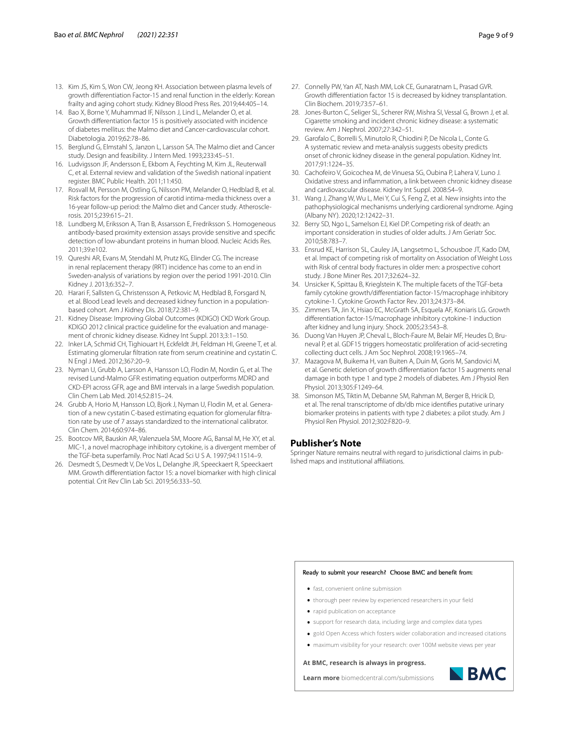13. Kim JS, Kim S, Won CW, Jeong KH. Association between plasma levels of growth differentiation Factor-15 and renal function in the elderly: Korean frailty and aging cohort study. Kidney Blood Press Res. 2019;44:405–14.
14. Bao X, Borne Y, Muhammad IF, Nilsson J, Lind L, Melander O, et al. Growth differentiation factor 15 is positively associated with incidence of diabetes mellitus: the Malmo diet and Cancer-cardiovascular cohort. Diabetologia. 2019;62:78–86.
15. Berglund G, Elmstahl S, Janzon L, Larsson SA. The Malmo diet and Cancer study. Design and feasibility. J Intern Med. 1993;233:45–51.
16. Ludvigsson JF, Andersson E, Ekbom A, Feychting M, Kim JL, Reuterwall C, et al. External review and validation of the Swedish national inpatient register. BMC Public Health. 2011;11:450.
17. Rosvall M, Persson M, Ostling G, Nilsson PM, Melander O, Hedblad B, et al. Risk factors for the progression of carotid intima-media thickness over a 16-year follow-up period: the Malmo diet and Cancer study. Atherosclerosis. 2015;239:615–21.
18. Lundberg M, Eriksson A, Tran B, Assarsson E, Fredriksson S. Homogeneous antibody-based proximity extension assays provide sensitive and specific detection of low-abundant proteins in human blood. Nucleic Acids Res. 2011;39:e102.
19. Qureshi AR, Evans M, Stendahl M, Prutz KG, Elinder CG. The increase in renal replacement therapy (RRT) incidence has come to an end in Sweden-analysis of variations by region over the period 1991-2010. Clin Kidney J. 2013;6:352–7.
20. Harari F, Sallsten G, Christensson A, Petkovic M, Hedblad B, Forsgard N, et al. Blood Lead levels and decreased kidney function in a population-based cohort. Am J Kidney Dis. 2018;72:381–9.
21. Kidney Disease: Improving Global Outcomes (KDIGO) CKD Work Group. KDIGO 2012 clinical practice guideline for the evaluation and management of chronic kidney disease. Kidney Int Suppl. 2013;3:1–150.
22. Inker LA, Schmid CH, Tighiouart H, Eckfeldt JH, Feldman HI, Greene T, et al. Estimating glomerular filtration rate from serum creatinine and cystatin C. N Engl J Med. 2012;367:20–9.
23. Nyman U, Grubb A, Larsson A, Hansson LO, Flodin M, Nordin G, et al. The revised Lund-Malmo GFR estimating equation outperforms MDRD and CKD-EPI across GFR, age and BMI intervals in a large Swedish population. Clin Chem Lab Med. 2014;52:815–24.
24. Grubb A, Horio M, Hansson LO, Bjork J, Nyman U, Flodin M, et al. Generation of a new cystatin C-based estimating equation for glomerular filtration rate by use of 7 assays standardized to the international calibrator. Clin Chem. 2014;60:974–86.
25. Bootcov MR, Bauskin AR, Valenzuela SM, Moore AG, Bansal M, He XY, et al. MIC-1, a novel macrophage inhibitory cytokine, is a divergent member of the TGF-beta superfamily. Proc Natl Acad Sci U S A. 1997;94:11514–9.
26. Desmedt S, Desmedt V, De Vos L, Delanghe JR, Speeckaert R, Speeckaert MM. Growth differentiation factor 15: a novel biomarker with high clinical potential. Crit Rev Clin Lab Sci. 2019;56:333–50.
27. Connelly PW, Yan AT, Nash MM, Lok CE, Gunaratnam L, Prasad GVR. Growth differentiation factor 15 is decreased by kidney transplantation. Clin Biochem. 2019;73:57–61.
28. Jones-Burton C, Seliger SL, Scherer RW, Mishra SI, Vessal G, Brown J, et al. Cigarette smoking and incident chronic kidney disease: a systematic review. Am J Nephrol. 2007;27:342–51.
29. Garofalo C, Borrelli S, Minutolo R, Chiodini P, De Nicola L, Conte G. A systematic review and meta-analysis suggests obesity predicts onset of chronic kidney disease in the general population. Kidney Int. 2017;91:1224–35.
30. Cachofeiro V, Goicochea M, de Vinuesa SG, Oubina P, Lahera V, Luno J. Oxidative stress and inflammation, a link between chronic kidney disease and cardiovascular disease. Kidney Int Suppl. 2008:S4–9.
31. Wang J, Zhang W, Wu L, Mei Y, Cui S, Feng Z, et al. New insights into the pathophysiological mechanisms underlying cardiorenal syndrome. Aging (Albany NY). 2020;12:12422–31.
32. Berry SD, Ngo L, Samelson EJ, Kiel DP. Competing risk of death: an important consideration in studies of older adults. J Am Geriatr Soc. 2010;58:783–7.
33. Ensrud KE, Harrison SL, Cauley JA, Langsetmo L, Schousboe JT, Kado DM, et al. Impact of competing risk of mortality on Association of Weight Loss with Risk of central body fractures in older men: a prospective cohort study. J Bone Miner Res. 2017;32:624–32.
34. Unsicker K, Spittau B, Krieglstein K. The multiple facets of the TGF-beta family cytokine growth/differentiation factor-15/macrophage inhibitory cytokine-1. Cytokine Growth Factor Rev. 2013;24:373–84.
35. Zimmers TA, Jin X, Hsiao EC, McGrath SA, Esquela AF, Koniaris LG. Growth differentiation factor-15/macrophage inhibitory cytokine-1 induction after kidney and lung injury. Shock. 2005;23:543–8.
36. Duong Van Huyen JP, Cheval L, Bloch-Faure M, Belair MF, Heudes D, Bruneval P, et al. GDF15 triggers homeostatic proliferation of acid-secreting collecting duct cells. J Am Soc Nephrol. 2008;19:1965–74.
37. Mazagova M, Buikema H, van Buiten A, Duin M, Goris M, Sandovici M, et al. Genetic deletion of growth differentiation factor 15 augments renal damage in both type 1 and type 2 models of diabetes. Am J Physiol Ren Physiol. 2013;305:F1249–64.
38. Simonson MS, Tiktin M, Debanne SM, Rahman M, Berger B, Hricik D, et al. The renal transcriptome of db/db mice identifies putative urinary biomarker proteins in patients with type 2 diabetes: a pilot study. Am J Physiol Ren Physiol. 2012;302:F820–9.

## Publisher's Note

Springer Nature remains neutral with regard to jurisdictional claims in published maps and institutional affiliations.

Ready to submit your research? Choose BMC and benefit from:

- fast, convenient online submission
- thorough peer review by experienced researchers in your field
- rapid publication on acceptance
- support for research data, including large and complex data types
- gold Open Access which fosters wider collaboration and increased citations
- maximum visibility for your research: over 100M website views per year

**At BMC, research is always in progress.**

**Learn more** biomedcentral.com/submissions

BMC